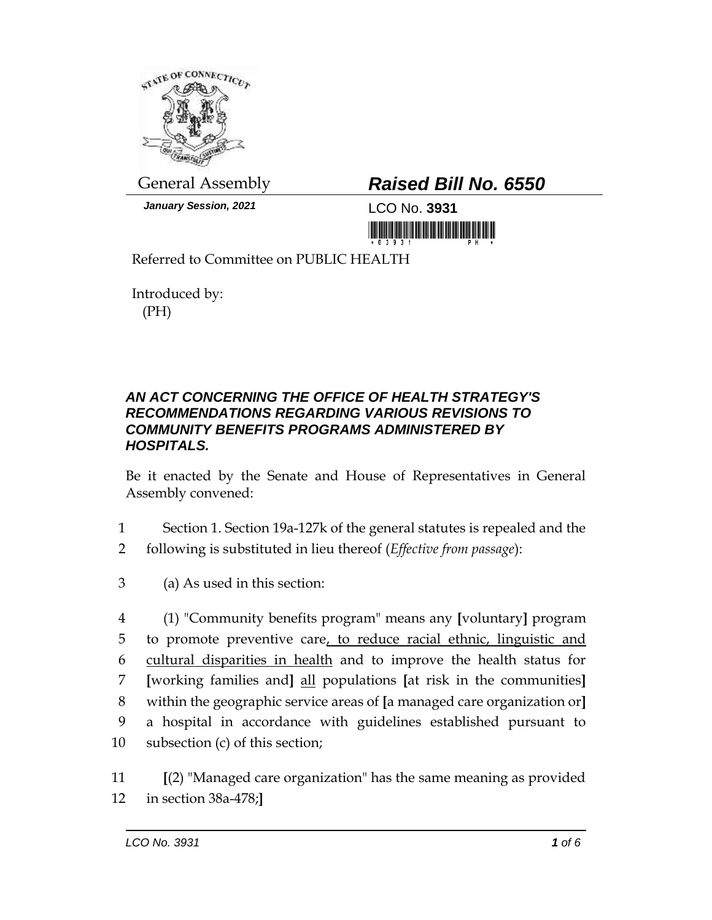General Assembly

***Raised Bill No. 6550***

***January Session, 2021***

LCO No. **3931**

Referred to Committee on PUBLIC HEALTH

Introduced by:
(PH)

***AN ACT CONCERNING THE OFFICE OF HEALTH STRATEGY'S RECOMMENDATIONS REGARDING VARIOUS REVISIONS TO COMMUNITY BENEFITS PROGRAMS ADMINISTERED BY HOSPITALS.***

Be it enacted by the Senate and House of Representatives in General Assembly convened:

1 Section 1. Section 19a-127k of the general statutes is repealed and the
2 following is substituted in lieu thereof (*Effective from passage*):

3 (a) As used in this section:

4 (1) "Community benefits program" means any **[**voluntary**]** program
5 to promote preventive care, to reduce racial ethnic, linguistic and
6 cultural disparities in health and to improve the health status for
7 **[**working families and**]** all populations **[**at risk in the communities**]**
8 within the geographic service areas of **[**a managed care organization or**]**
9 a hospital in accordance with guidelines established pursuant to
10 subsection (c) of this section;

11 **[**(2) "Managed care organization" has the same meaning as provided
12 in section 38a-478;**]**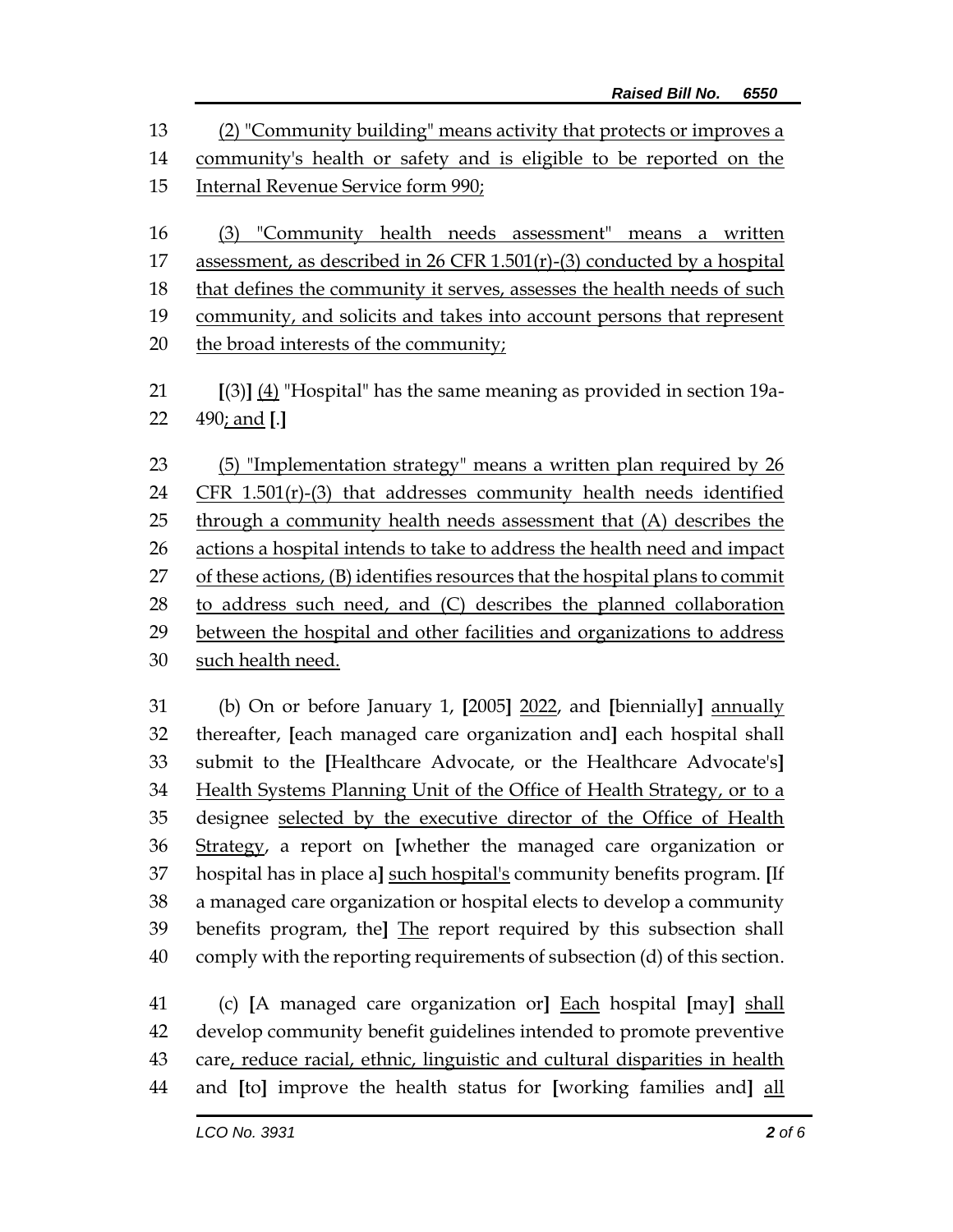(2) "Community building" means activity that protects or improves a community's health or safety and is eligible to be reported on the Internal Revenue Service form 990;

(3) "Community health needs assessment" means a written assessment, as described in 26 CFR 1.501(r)-(3) conducted by a hospital that defines the community it serves, assesses the health needs of such community, and solicits and takes into account persons that represent the broad interests of the community;

[(3)] (4) "Hospital" has the same meaning as provided in section 19a-490; and [.]

(5) "Implementation strategy" means a written plan required by 26 CFR 1.501(r)-(3) that addresses community health needs identified through a community health needs assessment that (A) describes the actions a hospital intends to take to address the health need and impact of these actions, (B) identifies resources that the hospital plans to commit to address such need, and (C) describes the planned collaboration between the hospital and other facilities and organizations to address such health need.

(b) On or before January 1, [2005] 2022, and [biennially] annually thereafter, [each managed care organization and] each hospital shall submit to the [Healthcare Advocate, or the Healthcare Advocate's] Health Systems Planning Unit of the Office of Health Strategy, or to a designee selected by the executive director of the Office of Health Strategy, a report on [whether the managed care organization or hospital has in place a] such hospital's community benefits program. [If a managed care organization or hospital elects to develop a community benefits program, the] The report required by this subsection shall comply with the reporting requirements of subsection (d) of this section.

(c) [A managed care organization or] Each hospital [may] shall develop community benefit guidelines intended to promote preventive care, reduce racial, ethnic, linguistic and cultural disparities in health and [to] improve the health status for [working families and] all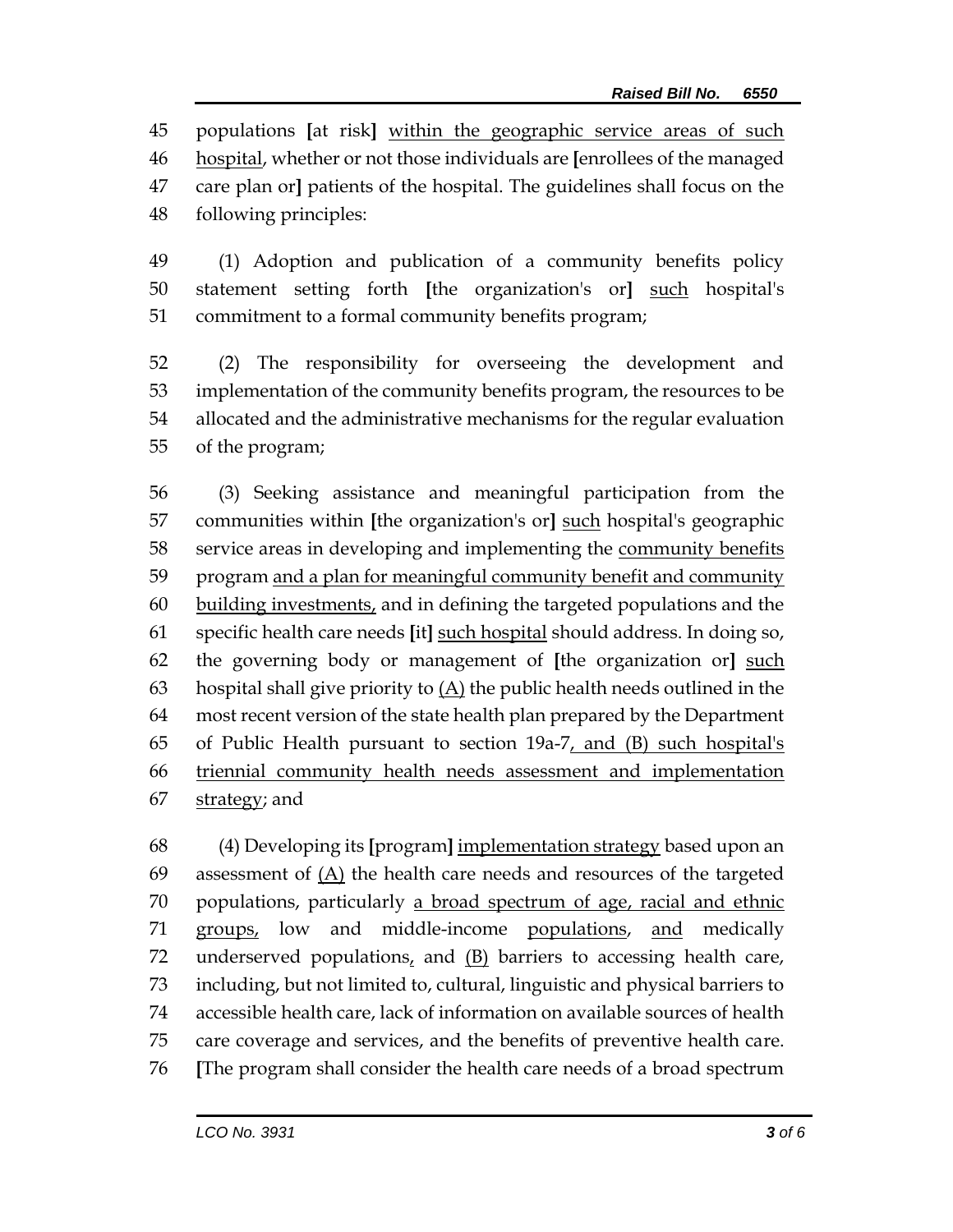populations [at risk] <u>within the geographic service areas of such hospital</u>, whether or not those individuals are [enrollees of the managed care plan or] patients of the hospital. The guidelines shall focus on the following principles:

(1) Adoption and publication of a community benefits policy statement setting forth [the organization's or] <u>such</u> hospital's commitment to a formal community benefits program;

(2) The responsibility for overseeing the development and implementation of the community benefits program, the resources to be allocated and the administrative mechanisms for the regular evaluation of the program;

(3) Seeking assistance and meaningful participation from the communities within [the organization's or] <u>such</u> hospital's geographic service areas in developing and implementing the <u>community benefits</u> program <u>and a plan for meaningful community benefit and community building investments,</u> and in defining the targeted populations and the specific health care needs [it] <u>such hospital</u> should address. In doing so, the governing body or management of [the organization or] <u>such</u> hospital shall give priority to <u>(A)</u> the public health needs outlined in the most recent version of the state health plan prepared by the Department of Public Health pursuant to section 19a-7<u>, and (B) such hospital's triennial community health needs assessment and implementation strategy</u>; and

(4) Developing its [program] <u>implementation strategy</u> based upon an assessment of <u>(A)</u> the health care needs and resources of the targeted populations, particularly <u>a broad spectrum of age, racial and ethnic groups,</u> low and middle-income <u>populations</u>, <u>and</u> medically underserved populations<u>,</u> and <u>(B)</u> barriers to accessing health care, including, but not limited to, cultural, linguistic and physical barriers to accessible health care, lack of information on available sources of health care coverage and services, and the benefits of preventive health care. [The program shall consider the health care needs of a broad spectrum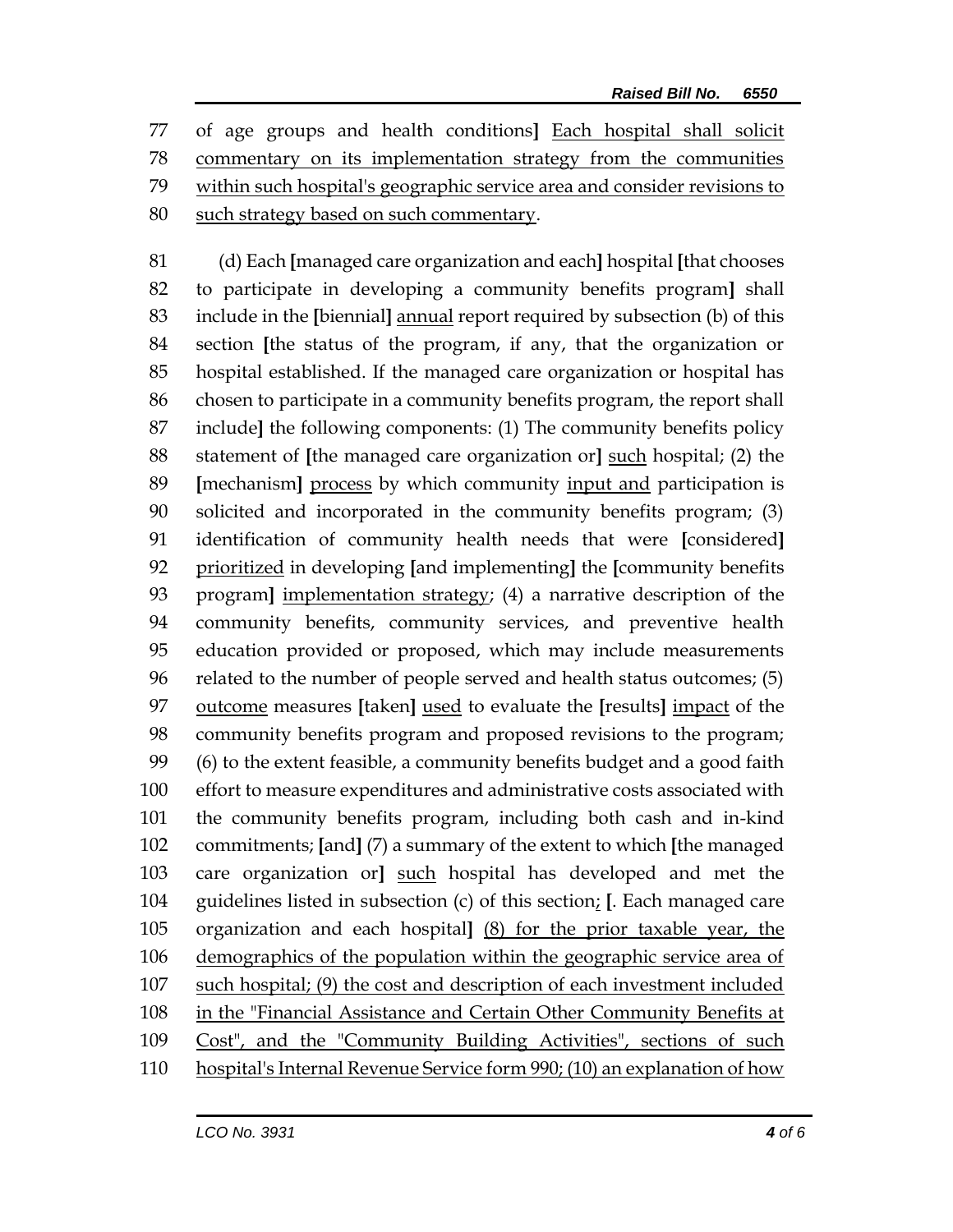77 of age groups and health conditions**]** <u>Each hospital shall solicit</u>
78 <u>commentary on its implementation strategy from the communities</u>
79 <u>within such hospital's geographic service area and consider revisions to</u>
80 <u>such strategy based on such commentary</u>.

81 (d) Each **[**managed care organization and each**]** hospital **[**that chooses
82 to participate in developing a community benefits program**]** shall
83 include in the **[**biennial**]** <u>annual</u> report required by subsection (b) of this
84 section **[**the status of the program, if any, that the organization or
85 hospital established. If the managed care organization or hospital has
86 chosen to participate in a community benefits program, the report shall
87 include**]** the following components: (1) The community benefits policy
88 statement of **[**the managed care organization or**]** <u>such</u> hospital; (2) the
89 **[**mechanism**]** <u>process</u> by which community <u>input and</u> participation is
90 solicited and incorporated in the community benefits program; (3)
91 identification of community health needs that were **[**considered**]**
92 <u>prioritized</u> in developing **[**and implementing**]** the **[**community benefits
93 program**]** <u>implementation strategy</u>; (4) a narrative description of the
94 community benefits, community services, and preventive health
95 education provided or proposed, which may include measurements
96 related to the number of people served and health status outcomes; (5)
97 <u>outcome</u> measures **[**taken**]** <u>used</u> to evaluate the **[**results**]** <u>impact</u> of the
98 community benefits program and proposed revisions to the program;
99 (6) to the extent feasible, a community benefits budget and a good faith
100 effort to measure expenditures and administrative costs associated with
101 the community benefits program, including both cash and in-kind
102 commitments; **[**and**]** (7) a summary of the extent to which **[**the managed
103 care organization or**]** <u>such</u> hospital has developed and met the
104 guidelines listed in subsection (c) of this section<u>;</u> **[**. Each managed care
105 organization and each hospital**]** <u>(8) for the prior taxable year, the</u>
106 <u>demographics of the population within the geographic service area of</u>
107 <u>such hospital; (9) the cost and description of each investment included</u>
108 <u>in the "Financial Assistance and Certain Other Community Benefits at</u>
109 <u>Cost", and the "Community Building Activities", sections of such</u>
110 <u>hospital's Internal Revenue Service form 990; (10) an explanation of how</u>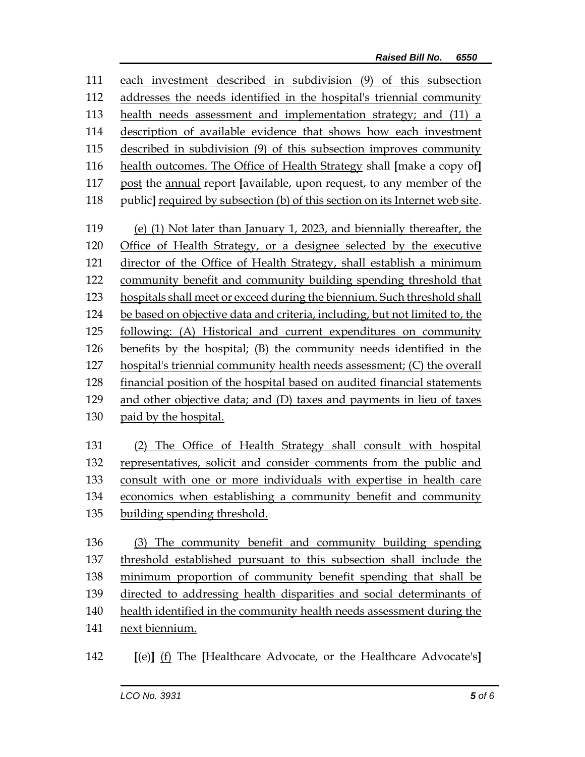111 each investment described in subdivision (9) of this subsection
112 addresses the needs identified in the hospital's triennial community
113 health needs assessment and implementation strategy; and (11) a
114 description of available evidence that shows how each investment
115 described in subdivision (9) of this subsection improves community
116 health outcomes. The Office of Health Strategy shall [make a copy of]
117 post the annual report [available, upon request, to any member of the
118 public] required by subsection (b) of this section on its Internet web site.

119 (e) (1) Not later than January 1, 2023, and biennially thereafter, the
120 Office of Health Strategy, or a designee selected by the executive
121 director of the Office of Health Strategy, shall establish a minimum
122 community benefit and community building spending threshold that
123 hospitals shall meet or exceed during the biennium. Such threshold shall
124 be based on objective data and criteria, including, but not limited to, the
125 following: (A) Historical and current expenditures on community
126 benefits by the hospital; (B) the community needs identified in the
127 hospital's triennial community health needs assessment; (C) the overall
128 financial position of the hospital based on audited financial statements
129 and other objective data; and (D) taxes and payments in lieu of taxes
130 paid by the hospital.

131 (2) The Office of Health Strategy shall consult with hospital
132 representatives, solicit and consider comments from the public and
133 consult with one or more individuals with expertise in health care
134 economics when establishing a community benefit and community
135 building spending threshold.

136 (3) The community benefit and community building spending
137 threshold established pursuant to this subsection shall include the
138 minimum proportion of community benefit spending that shall be
139 directed to addressing health disparities and social determinants of
140 health identified in the community health needs assessment during the
141 next biennium.

142 [(e)] (f) The [Healthcare Advocate, or the Healthcare Advocate's]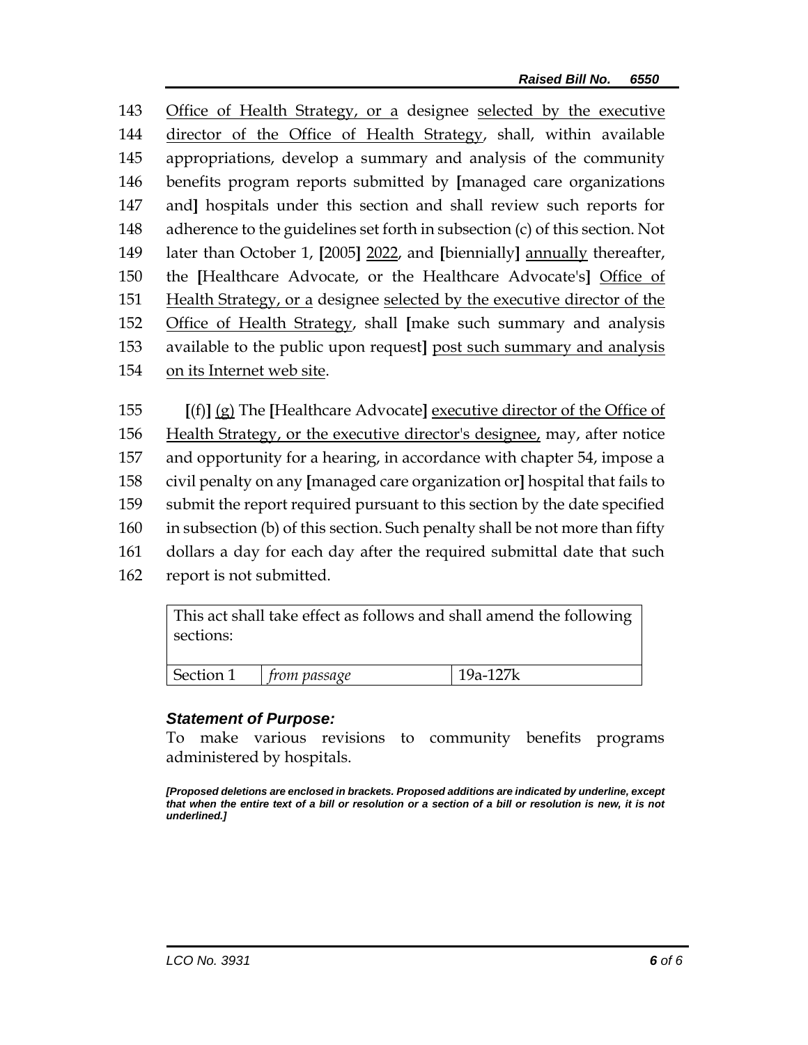143 Office of Health Strategy, or a designee selected by the executive
144 director of the Office of Health Strategy, shall, within available
145 appropriations, develop a summary and analysis of the community
146 benefits program reports submitted by [managed care organizations
147 and] hospitals under this section and shall review such reports for
148 adherence to the guidelines set forth in subsection (c) of this section. Not
149 later than October 1, [2005] 2022, and [biennially] annually thereafter,
150 the [Healthcare Advocate, or the Healthcare Advocate's] Office of
151 Health Strategy, or a designee selected by the executive director of the
152 Office of Health Strategy, shall [make such summary and analysis
153 available to the public upon request] post such summary and analysis
154 on its Internet web site.

155 [(f)] (g) The [Healthcare Advocate] executive director of the Office of
156 Health Strategy, or the executive director's designee, may, after notice
157 and opportunity for a hearing, in accordance with chapter 54, impose a
158 civil penalty on any [managed care organization or] hospital that fails to
159 submit the report required pursuant to this section by the date specified
160 in subsection (b) of this section. Such penalty shall be not more than fifty
161 dollars a day for each day after the required submittal date that such
162 report is not submitted.

| This act shall take effect as follows and shall amend the following sections: | | |
|---|---|---|
| Section 1 | *from passage* | 19a-127k |

### *Statement of Purpose:*

To make various revisions to community benefits programs administered by hospitals.

***[Proposed deletions are enclosed in brackets. Proposed additions are indicated by underline, except that when the entire text of a bill or resolution or a section of a bill or resolution is new, it is not underlined.]***